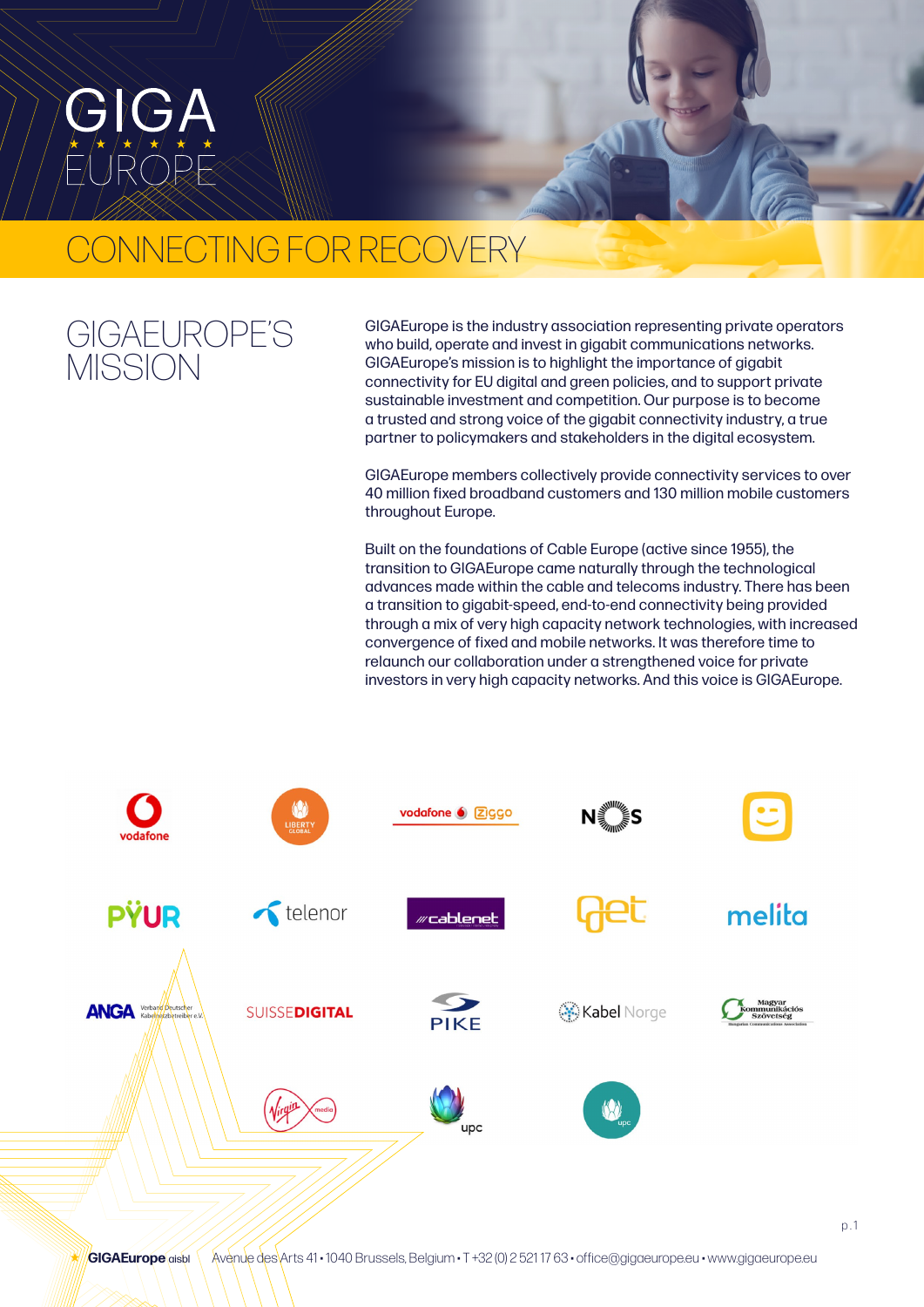# GIGA EUROPE

## CONNECTING FOR RECOVERY

### GIGAEUROPE'S MISSION

GIGAEurope is the industry association representing private operators who build, operate and invest in gigabit communications networks. GIGAEurope's mission is to highlight the importance of gigabit connectivity for EU digital and green policies, and to support private sustainable investment and competition. Our purpose is to become a trusted and strong voice of the gigabit connectivity industry, a true partner to policymakers and stakeholders in the digital ecosystem.

GIGAEurope members collectively provide connectivity services to over 40 million fixed broadband customers and 130 million mobile customers throughout Europe.

Built on the foundations of Cable Europe (active since 1955), the transition to GIGAEurope came naturally through the technological advances made within the cable and telecoms industry. There has been a transition to gigabit-speed, end-to-end connectivity being provided through a mix of very high capacity network technologies, with increased convergence of fixed and mobile networks. It was therefore time to relaunch our collaboration under a strengthened voice for private investors in very high capacity networks. And this voice is GIGAEurope.

vodafone · LIBERTY GLOBAL · vodafone Ziggo · NOS · PŸUR · telenor · cablenet · Get · melita · ANGA Verband Deutscher Kabelnetzbetreiber e.V. · SUISSEDIGITAL · PIKE · Kabel Norge · Magyar Kommunikációs Szövetség · Virgin media · upc · upc

**GIGAEurope** aisbl Avenue des Arts 41 • 1040 Brussels, Belgium • T +32 (0) 2 521 17 63 • office@gigaeurope.eu • www.gigaeurope.eu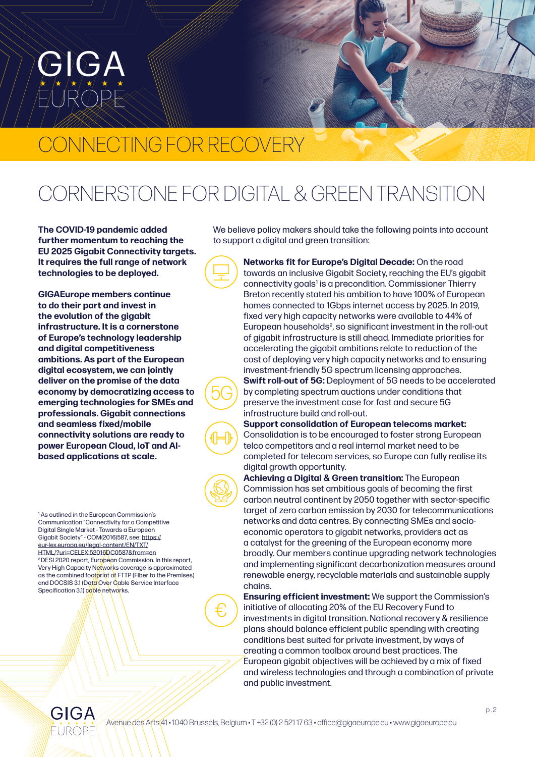# GIGA EUROPE

## CONNECTING FOR RECOVERY

## CORNERSTONE FOR DIGITAL & GREEN TRANSITION

**The COVID-19 pandemic added further momentum to reaching the EU 2025 Gigabit Connectivity targets. It requires the full range of network technologies to be deployed.**

**GIGAEurope members continue to do their part and invest in the evolution of the gigabit infrastructure. It is a cornerstone of Europe's technology leadership and digital competitiveness ambitions. As part of the European digital ecosystem, we can jointly deliver on the promise of the data economy by democratizing access to emerging technologies for SMEs and professionals. Gigabit connections and seamless fixed/mobile connectivity solutions are ready to power European Cloud, IoT and AI-based applications at scale.**

We believe policy makers should take the following points into account to support a digital and green transition:

**Networks fit for Europe's Digital Decade:** On the road towards an inclusive Gigabit Society, reaching the EU's gigabit connectivity goals[1] is a precondition. Commissioner Thierry Breton recently stated his ambition to have 100% of European homes connected to 1Gbps internet access by 2025. In 2019, fixed very high capacity networks were available to 44% of European households[2], so significant investment in the roll-out of gigabit infrastructure is still ahead. Immediate priorities for accelerating the gigabit ambitions relate to reduction of the cost of deploying very high capacity networks and to ensuring investment-friendly 5G spectrum licensing approaches.

**Swift roll-out of 5G:** Deployment of 5G needs to be accelerated by completing spectrum auctions under conditions that preserve the investment case for fast and secure 5G infrastructure build and roll-out.

**Support consolidation of European telecoms market:** Consolidation is to be encouraged to foster strong European telco competitors and a real internal market need to be completed for telecom services, so Europe can fully realise its digital growth opportunity.

**Achieving a Digital & Green transition:** The European Commission has set ambitious goals of becoming the first carbon neutral continent by 2050 together with sector-specific target of zero carbon emission by 2030 for telecommunications networks and data centres. By connecting SMEs and socio-economic operators to gigabit networks, providers act as a catalyst for the greening of the European economy more broadly. Our members continue upgrading network technologies and implementing significant decarbonization measures around renewable energy, recyclable materials and sustainable supply chains.

**Ensuring efficient investment:** We support the Commission's initiative of allocating 20% of the EU Recovery Fund to investments in digital transition. National recovery & resilience plans should balance efficient public spending with creating conditions best suited for private investment, by ways of creating a common toolbox around best practices. The European gigabit objectives will be achieved by a mix of fixed and wireless technologies and through a combination of private and public investment.

[1] As outlined in the European Commission's Communication "Connectivity for a Competitive Digital Single Market - Towards a European Gigabit Society" - COM(2016)587, see: https://eur-lex.europa.eu/legal-content/EN/TXT/HTML/?uri=CELEX:52016DC0587&from=en

[2] DESI 2020 report, European Commission. In this report, Very High Capacity Networks coverage is approximated as the combined footprint of FTTP (Fiber to the Premises) and DOCSIS 3.1 (Data Over Cable Service Interface Specification 3.1) cable networks.

Avenue des Arts 41 • 1040 Brussels, Belgium • T +32 (0) 2 521 17 63 • office@gigaeurope.eu • www.gigaeurope.eu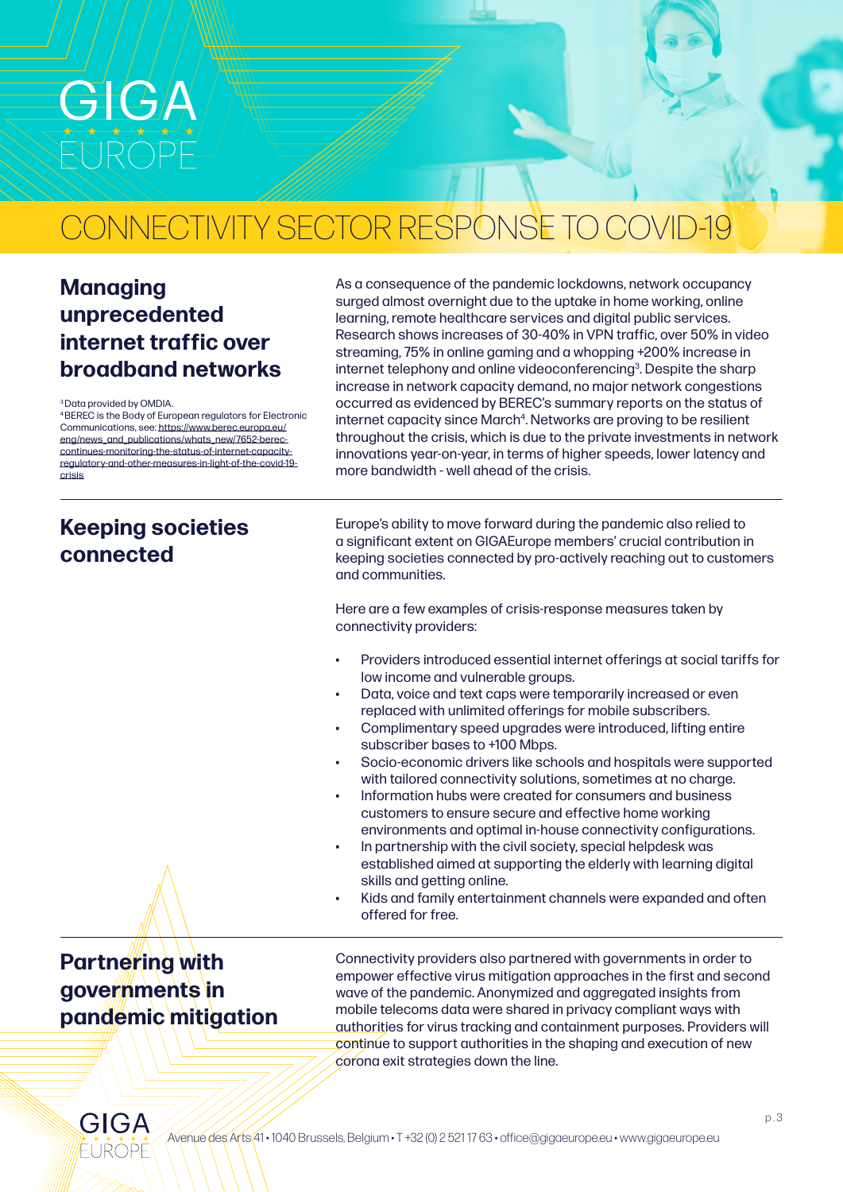# CONNECTIVITY SECTOR RESPONSE TO COVID-19

## Managing unprecedented internet traffic over broadband networks

As a consequence of the pandemic lockdowns, network occupancy surged almost overnight due to the uptake in home working, online learning, remote healthcare services and digital public services. Research shows increases of 30-40% in VPN traffic, over 50% in video streaming, 75% in online gaming and a whopping +200% increase in internet telephony and online videoconferencing[3]. Despite the sharp increase in network capacity demand, no major network congestions occurred as evidenced by BEREC's summary reports on the status of internet capacity since March[4]. Networks are proving to be resilient throughout the crisis, which is due to the private investments in network innovations year-on-year, in terms of higher speeds, lower latency and more bandwidth - well ahead of the crisis.

[3] Data provided by OMDIA.

[4] BEREC is the Body of European regulators for Electronic Communications, see: https://www.berec.europa.eu/eng/news_and_publications/whats_new/7652-berec-continues-monitoring-the-status-of-internet-capacity-regulatory-and-other-measures-in-light-of-the-covid-19-crisis

## Keeping societies connected

Europe's ability to move forward during the pandemic also relied to a significant extent on GIGAEurope members' crucial contribution in keeping societies connected by pro-actively reaching out to customers and communities.

Here are a few examples of crisis-response measures taken by connectivity providers:

- Providers introduced essential internet offerings at social tariffs for low income and vulnerable groups.
- Data, voice and text caps were temporarily increased or even replaced with unlimited offerings for mobile subscribers.
- Complimentary speed upgrades were introduced, lifting entire subscriber bases to +100 Mbps.
- Socio-economic drivers like schools and hospitals were supported with tailored connectivity solutions, sometimes at no charge.
- Information hubs were created for consumers and business customers to ensure secure and effective home working environments and optimal in-house connectivity configurations.
- In partnership with the civil society, special helpdesk was established aimed at supporting the elderly with learning digital skills and getting online.
- Kids and family entertainment channels were expanded and often offered for free.

## Partnering with governments in pandemic mitigation

Connectivity providers also partnered with governments in order to empower effective virus mitigation approaches in the first and second wave of the pandemic. Anonymized and aggregated insights from mobile telecoms data were shared in privacy compliant ways with authorities for virus tracking and containment purposes. Providers will continue to support authorities in the shaping and execution of new corona exit strategies down the line.